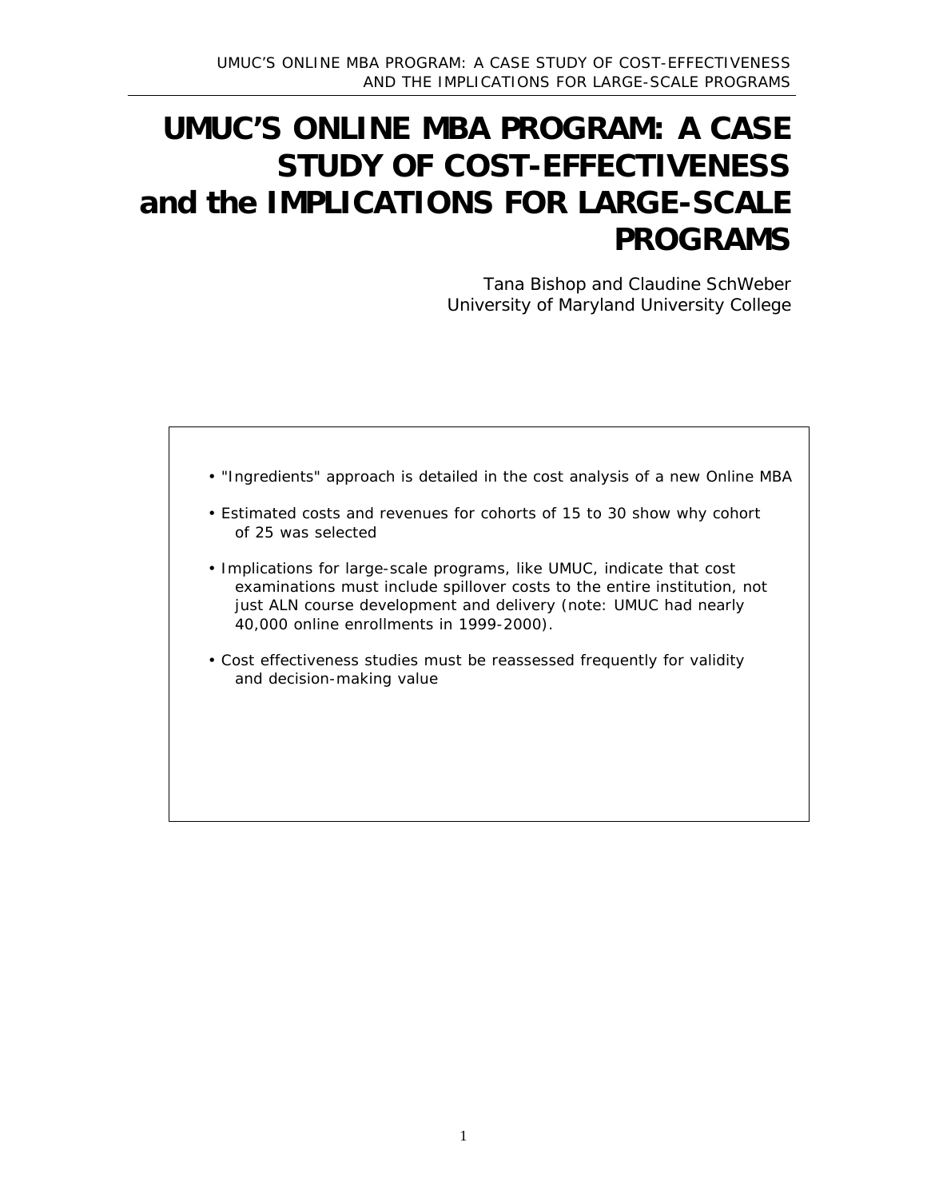# UMUC'S ONLINE MBA PROGRAM: A CASE STUDY OF COST-EFFECTIVENESS and the IMPLICATIONS FOR LARGE-SCALE PROGRAMS

Tana Bishop and Claudine SchWeber
University of Maryland University College

- "Ingredients" approach is detailed in the cost analysis of a new Online MBA
- Estimated costs and revenues for cohorts of 15 to 30 show why cohort of 25 was selected
- Implications for large-scale programs, like UMUC, indicate that cost examinations must include spillover costs to the entire institution, not just ALN course development and delivery (note: UMUC had nearly 40,000 online enrollments in 1999-2000).
- Cost effectiveness studies must be reassessed frequently for validity and decision-making value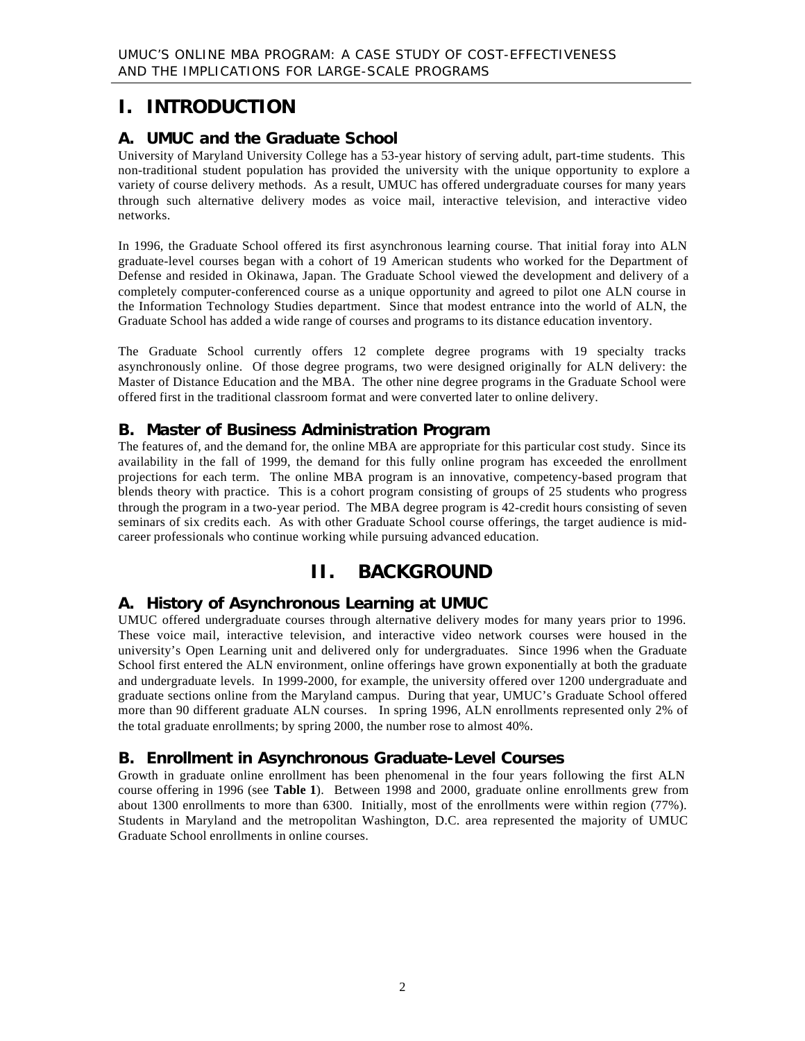# I. INTRODUCTION

## A. UMUC and the Graduate School

University of Maryland University College has a 53-year history of serving adult, part-time students. This non-traditional student population has provided the university with the unique opportunity to explore a variety of course delivery methods. As a result, UMUC has offered undergraduate courses for many years through such alternative delivery modes as voice mail, interactive television, and interactive video networks.

In 1996, the Graduate School offered its first asynchronous learning course. That initial foray into ALN graduate-level courses began with a cohort of 19 American students who worked for the Department of Defense and resided in Okinawa, Japan. The Graduate School viewed the development and delivery of a completely computer-conferenced course as a unique opportunity and agreed to pilot one ALN course in the Information Technology Studies department. Since that modest entrance into the world of ALN, the Graduate School has added a wide range of courses and programs to its distance education inventory.

The Graduate School currently offers 12 complete degree programs with 19 specialty tracks asynchronously online. Of those degree programs, two were designed originally for ALN delivery: the Master of Distance Education and the MBA. The other nine degree programs in the Graduate School were offered first in the traditional classroom format and were converted later to online delivery.

## B. Master of Business Administration Program

The features of, and the demand for, the online MBA are appropriate for this particular cost study. Since its availability in the fall of 1999, the demand for this fully online program has exceeded the enrollment projections for each term. The online MBA program is an innovative, competency-based program that blends theory with practice. This is a cohort program consisting of groups of 25 students who progress through the program in a two-year period. The MBA degree program is 42-credit hours consisting of seven seminars of six credits each. As with other Graduate School course offerings, the target audience is mid-career professionals who continue working while pursuing advanced education.

# II. BACKGROUND

## A. History of Asynchronous Learning at UMUC

UMUC offered undergraduate courses through alternative delivery modes for many years prior to 1996. These voice mail, interactive television, and interactive video network courses were housed in the university's Open Learning unit and delivered only for undergraduates. Since 1996 when the Graduate School first entered the ALN environment, online offerings have grown exponentially at both the graduate and undergraduate levels. In 1999-2000, for example, the university offered over 1200 undergraduate and graduate sections online from the Maryland campus. During that year, UMUC's Graduate School offered more than 90 different graduate ALN courses. In spring 1996, ALN enrollments represented only 2% of the total graduate enrollments; by spring 2000, the number rose to almost 40%.

## B. Enrollment in Asynchronous Graduate-Level Courses

Growth in graduate online enrollment has been phenomenal in the four years following the first ALN course offering in 1996 (see **Table 1**). Between 1998 and 2000, graduate online enrollments grew from about 1300 enrollments to more than 6300. Initially, most of the enrollments were within region (77%). Students in Maryland and the metropolitan Washington, D.C. area represented the majority of UMUC Graduate School enrollments in online courses.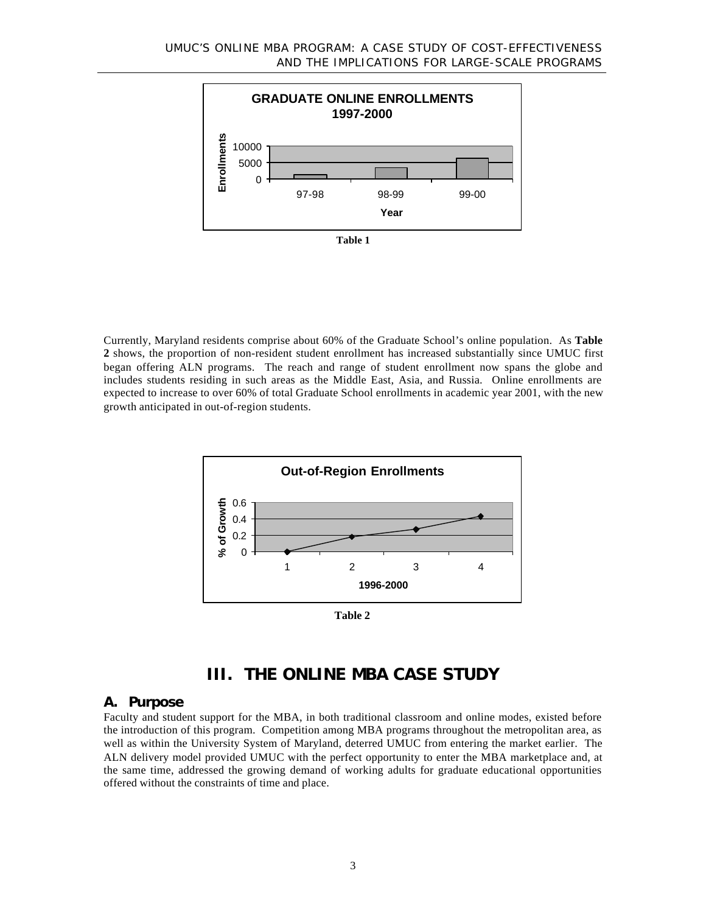**GRADUATE ONLINE ENROLLMENTS 1997-2000**

Enrollments: 0, 5000, 10000

Year: 97-98, 98-99, 99-00

**Table 1**

Currently, Maryland residents comprise about 60% of the Graduate School's online population. As **Table 2** shows, the proportion of non-resident student enrollment has increased substantially since UMUC first began offering ALN programs. The reach and range of student enrollment now spans the globe and includes students residing in such areas as the Middle East, Asia, and Russia. Online enrollments are expected to increase to over 60% of total Graduate School enrollments in academic year 2001, with the new growth anticipated in out-of-region students.

**Out-of-Region Enrollments**

% of Growth: 0, 0.2, 0.4, 0.6

1996-2000: 1, 2, 3, 4

**Table 2**

# III. THE ONLINE MBA CASE STUDY

## A. Purpose

Faculty and student support for the MBA, in both traditional classroom and online modes, existed before the introduction of this program. Competition among MBA programs throughout the metropolitan area, as well as within the University System of Maryland, deterred UMUC from entering the market earlier. The ALN delivery model provided UMUC with the perfect opportunity to enter the MBA marketplace and, at the same time, addressed the growing demand of working adults for graduate educational opportunities offered without the constraints of time and place.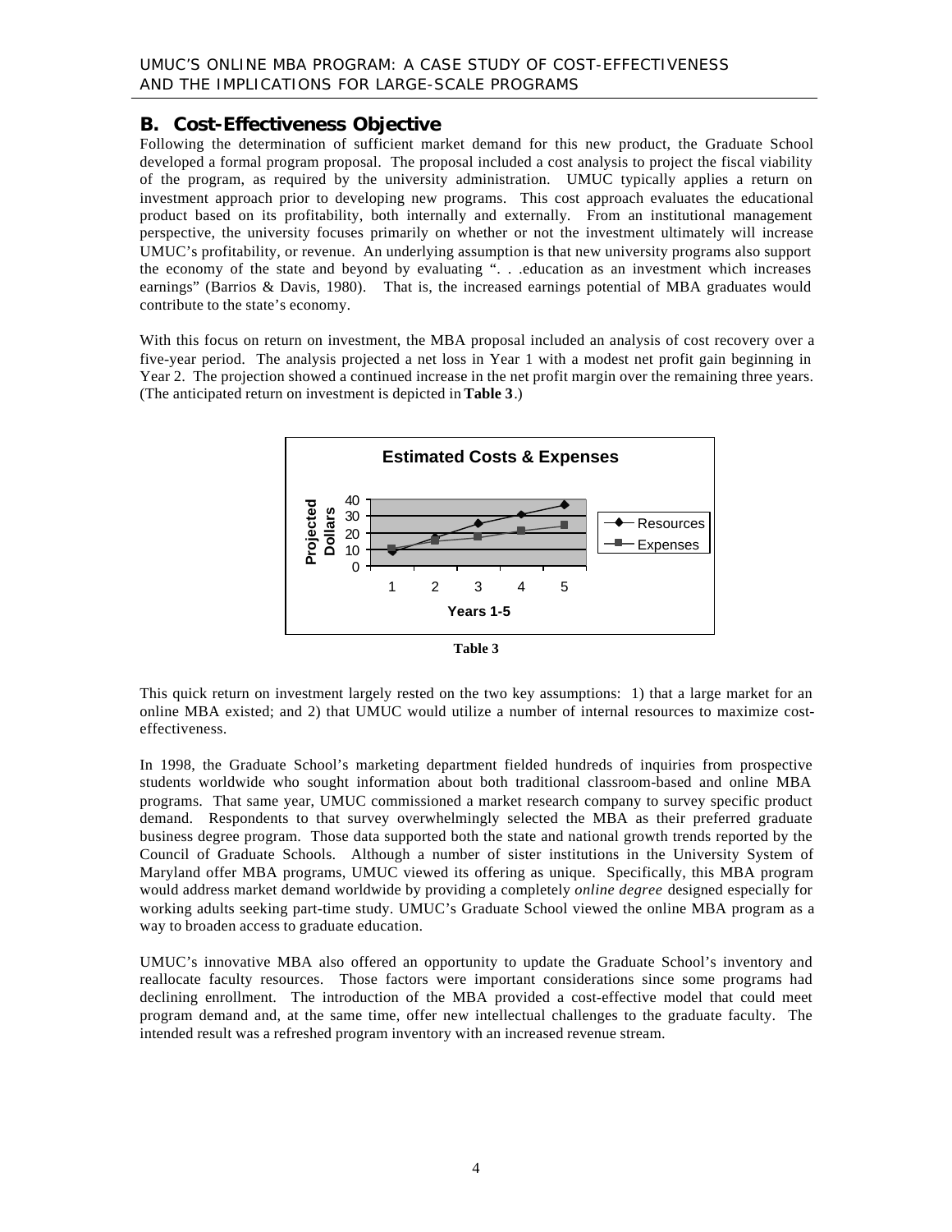## B. Cost-Effectiveness Objective

Following the determination of sufficient market demand for this new product, the Graduate School developed a formal program proposal. The proposal included a cost analysis to project the fiscal viability of the program, as required by the university administration. UMUC typically applies a return on investment approach prior to developing new programs. This cost approach evaluates the educational product based on its profitability, both internally and externally. From an institutional management perspective, the university focuses primarily on whether or not the investment ultimately will increase UMUC's profitability, or revenue. An underlying assumption is that new university programs also support the economy of the state and beyond by evaluating ". . .education as an investment which increases earnings" (Barrios & Davis, 1980). That is, the increased earnings potential of MBA graduates would contribute to the state's economy.

With this focus on return on investment, the MBA proposal included an analysis of cost recovery over a five-year period. The analysis projected a net loss in Year 1 with a modest net profit gain beginning in Year 2. The projection showed a continued increase in the net profit margin over the remaining three years. (The anticipated return on investment is depicted in **Table 3**.)

**Estimated Costs & Expenses**

Projected Dollars (0–40) vs. Years 1-5; series: Resources, Expenses

**Table 3**

This quick return on investment largely rested on the two key assumptions: 1) that a large market for an online MBA existed; and 2) that UMUC would utilize a number of internal resources to maximize cost-effectiveness.

In 1998, the Graduate School's marketing department fielded hundreds of inquiries from prospective students worldwide who sought information about both traditional classroom-based and online MBA programs. That same year, UMUC commissioned a market research company to survey specific product demand. Respondents to that survey overwhelmingly selected the MBA as their preferred graduate business degree program. Those data supported both the state and national growth trends reported by the Council of Graduate Schools. Although a number of sister institutions in the University System of Maryland offer MBA programs, UMUC viewed its offering as unique. Specifically, this MBA program would address market demand worldwide by providing a completely *online degree* designed especially for working adults seeking part-time study. UMUC's Graduate School viewed the online MBA program as a way to broaden access to graduate education.

UMUC's innovative MBA also offered an opportunity to update the Graduate School's inventory and reallocate faculty resources. Those factors were important considerations since some programs had declining enrollment. The introduction of the MBA provided a cost-effective model that could meet program demand and, at the same time, offer new intellectual challenges to the graduate faculty. The intended result was a refreshed program inventory with an increased revenue stream.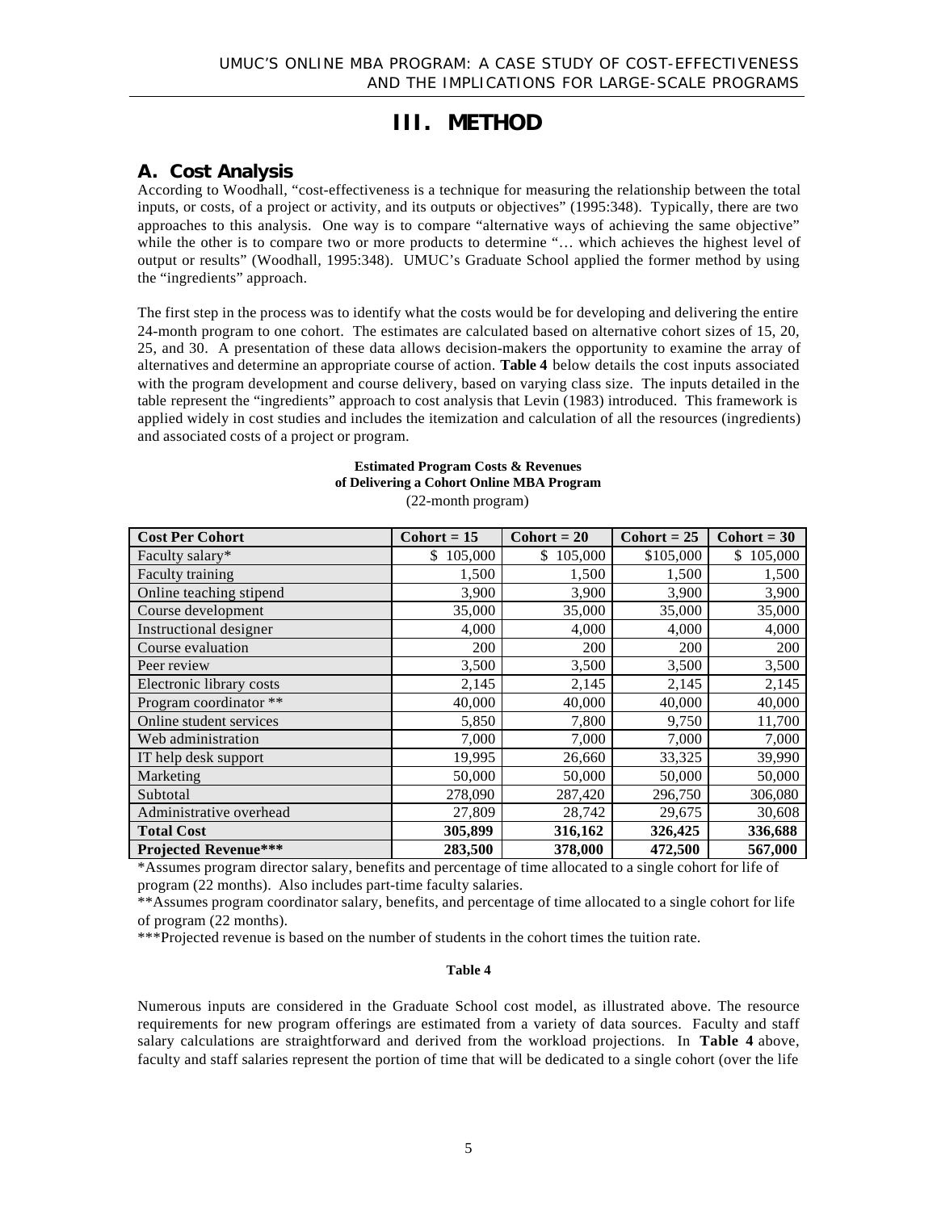# III. METHOD

## A. Cost Analysis

According to Woodhall, "cost-effectiveness is a technique for measuring the relationship between the total inputs, or costs, of a project or activity, and its outputs or objectives" (1995:348). Typically, there are two approaches to this analysis. One way is to compare "alternative ways of achieving the same objective" while the other is to compare two or more products to determine "… which achieves the highest level of output or results" (Woodhall, 1995:348). UMUC's Graduate School applied the former method by using the "ingredients" approach.

The first step in the process was to identify what the costs would be for developing and delivering the entire 24-month program to one cohort. The estimates are calculated based on alternative cohort sizes of 15, 20, 25, and 30. A presentation of these data allows decision-makers the opportunity to examine the array of alternatives and determine an appropriate course of action. **Table 4** below details the cost inputs associated with the program development and course delivery, based on varying class size. The inputs detailed in the table represent the "ingredients" approach to cost analysis that Levin (1983) introduced. This framework is applied widely in cost studies and includes the itemization and calculation of all the resources (ingredients) and associated costs of a project or program.

**Estimated Program Costs & Revenues of Delivering a Cohort Online MBA Program**
(22-month program)

| Cost Per Cohort | Cohort = 15 | Cohort = 20 | Cohort = 25 | Cohort = 30 |
|---|---|---|---|---|
| Faculty salary* | $ 105,000 | $ 105,000 | $105,000 | $ 105,000 |
| Faculty training | 1,500 | 1,500 | 1,500 | 1,500 |
| Online teaching stipend | 3,900 | 3,900 | 3,900 | 3,900 |
| Course development | 35,000 | 35,000 | 35,000 | 35,000 |
| Instructional designer | 4,000 | 4,000 | 4,000 | 4,000 |
| Course evaluation | 200 | 200 | 200 | 200 |
| Peer review | 3,500 | 3,500 | 3,500 | 3,500 |
| Electronic library costs | 2,145 | 2,145 | 2,145 | 2,145 |
| Program coordinator ** | 40,000 | 40,000 | 40,000 | 40,000 |
| Online student services | 5,850 | 7,800 | 9,750 | 11,700 |
| Web administration | 7,000 | 7,000 | 7,000 | 7,000 |
| IT help desk support | 19,995 | 26,660 | 33,325 | 39,990 |
| Marketing | 50,000 | 50,000 | 50,000 | 50,000 |
| Subtotal | 278,090 | 287,420 | 296,750 | 306,080 |
| Administrative overhead | 27,809 | 28,742 | 29,675 | 30,608 |
| **Total Cost** | **305,899** | **316,162** | **326,425** | **336,688** |
| **Projected Revenue*** ** | **283,500** | **378,000** | **472,500** | **567,000** |

*Assumes program director salary, benefits and percentage of time allocated to a single cohort for life of program (22 months). Also includes part-time faculty salaries.

**Assumes program coordinator salary, benefits, and percentage of time allocated to a single cohort for life of program (22 months).

***Projected revenue is based on the number of students in the cohort times the tuition rate.

**Table 4**

Numerous inputs are considered in the Graduate School cost model, as illustrated above. The resource requirements for new program offerings are estimated from a variety of data sources. Faculty and staff salary calculations are straightforward and derived from the workload projections. In **Table 4** above, faculty and staff salaries represent the portion of time that will be dedicated to a single cohort (over the life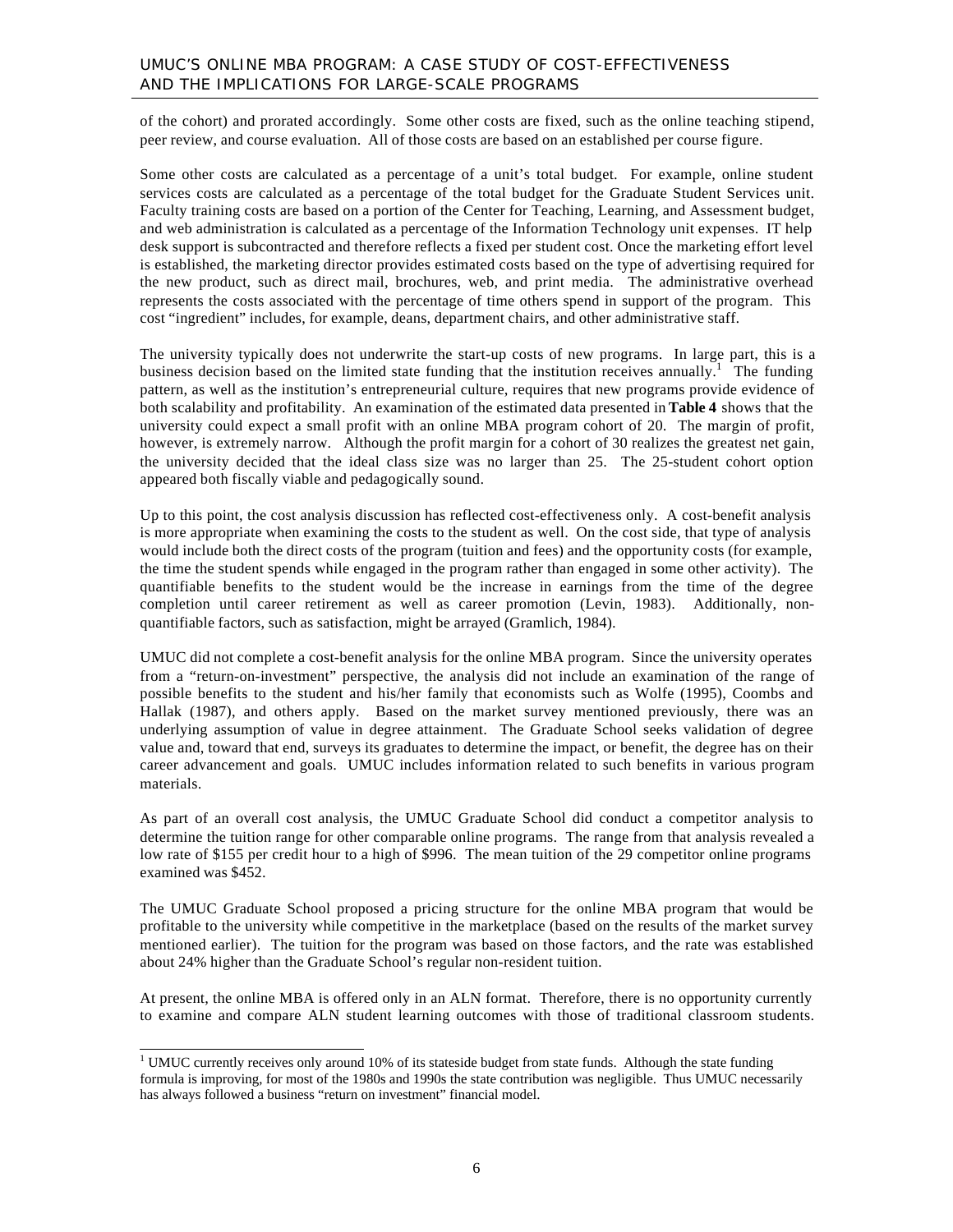of the cohort) and prorated accordingly. Some other costs are fixed, such as the online teaching stipend, peer review, and course evaluation. All of those costs are based on an established per course figure.

Some other costs are calculated as a percentage of a unit's total budget. For example, online student services costs are calculated as a percentage of the total budget for the Graduate Student Services unit. Faculty training costs are based on a portion of the Center for Teaching, Learning, and Assessment budget, and web administration is calculated as a percentage of the Information Technology unit expenses. IT help desk support is subcontracted and therefore reflects a fixed per student cost. Once the marketing effort level is established, the marketing director provides estimated costs based on the type of advertising required for the new product, such as direct mail, brochures, web, and print media. The administrative overhead represents the costs associated with the percentage of time others spend in support of the program. This cost "ingredient" includes, for example, deans, department chairs, and other administrative staff.

The university typically does not underwrite the start-up costs of new programs. In large part, this is a business decision based on the limited state funding that the institution receives annually.[1] The funding pattern, as well as the institution's entrepreneurial culture, requires that new programs provide evidence of both scalability and profitability. An examination of the estimated data presented in **Table 4** shows that the university could expect a small profit with an online MBA program cohort of 20. The margin of profit, however, is extremely narrow. Although the profit margin for a cohort of 30 realizes the greatest net gain, the university decided that the ideal class size was no larger than 25. The 25-student cohort option appeared both fiscally viable and pedagogically sound.

Up to this point, the cost analysis discussion has reflected cost-effectiveness only. A cost-benefit analysis is more appropriate when examining the costs to the student as well. On the cost side, that type of analysis would include both the direct costs of the program (tuition and fees) and the opportunity costs (for example, the time the student spends while engaged in the program rather than engaged in some other activity). The quantifiable benefits to the student would be the increase in earnings from the time of the degree completion until career retirement as well as career promotion (Levin, 1983). Additionally, non-quantifiable factors, such as satisfaction, might be arrayed (Gramlich, 1984).

UMUC did not complete a cost-benefit analysis for the online MBA program. Since the university operates from a "return-on-investment" perspective, the analysis did not include an examination of the range of possible benefits to the student and his/her family that economists such as Wolfe (1995), Coombs and Hallak (1987), and others apply. Based on the market survey mentioned previously, there was an underlying assumption of value in degree attainment. The Graduate School seeks validation of degree value and, toward that end, surveys its graduates to determine the impact, or benefit, the degree has on their career advancement and goals. UMUC includes information related to such benefits in various program materials.

As part of an overall cost analysis, the UMUC Graduate School did conduct a competitor analysis to determine the tuition range for other comparable online programs. The range from that analysis revealed a low rate of $155 per credit hour to a high of $996. The mean tuition of the 29 competitor online programs examined was $452.

The UMUC Graduate School proposed a pricing structure for the online MBA program that would be profitable to the university while competitive in the marketplace (based on the results of the market survey mentioned earlier). The tuition for the program was based on those factors, and the rate was established about 24% higher than the Graduate School's regular non-resident tuition.

At present, the online MBA is offered only in an ALN format. Therefore, there is no opportunity currently to examine and compare ALN student learning outcomes with those of traditional classroom students.

[1] UMUC currently receives only around 10% of its stateside budget from state funds. Although the state funding formula is improving, for most of the 1980s and 1990s the state contribution was negligible. Thus UMUC necessarily has always followed a business "return on investment" financial model.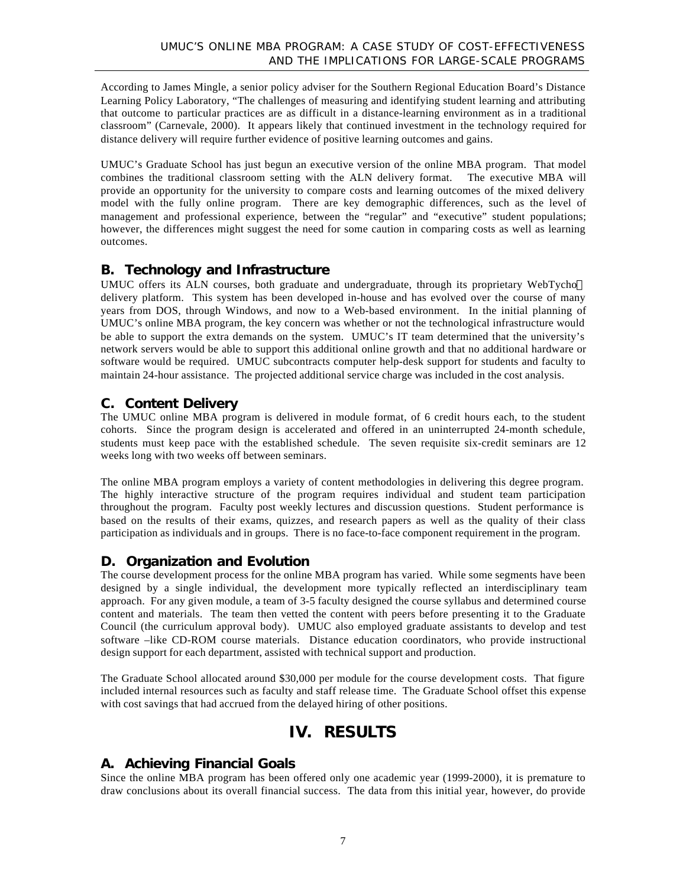According to James Mingle, a senior policy adviser for the Southern Regional Education Board's Distance Learning Policy Laboratory, "The challenges of measuring and identifying student learning and attributing that outcome to particular practices are as difficult in a distance-learning environment as in a traditional classroom" (Carnevale, 2000). It appears likely that continued investment in the technology required for distance delivery will require further evidence of positive learning outcomes and gains.

UMUC's Graduate School has just begun an executive version of the online MBA program. That model combines the traditional classroom setting with the ALN delivery format. The executive MBA will provide an opportunity for the university to compare costs and learning outcomes of the mixed delivery model with the fully online program. There are key demographic differences, such as the level of management and professional experience, between the "regular" and "executive" student populations; however, the differences might suggest the need for some caution in comparing costs as well as learning outcomes.

## B. Technology and Infrastructure

UMUC offers its ALN courses, both graduate and undergraduate, through its proprietary WebTycho delivery platform. This system has been developed in-house and has evolved over the course of many years from DOS, through Windows, and now to a Web-based environment. In the initial planning of UMUC's online MBA program, the key concern was whether or not the technological infrastructure would be able to support the extra demands on the system. UMUC's IT team determined that the university's network servers would be able to support this additional online growth and that no additional hardware or software would be required. UMUC subcontracts computer help-desk support for students and faculty to maintain 24-hour assistance. The projected additional service charge was included in the cost analysis.

## C. Content Delivery

The UMUC online MBA program is delivered in module format, of 6 credit hours each, to the student cohorts. Since the program design is accelerated and offered in an uninterrupted 24-month schedule, students must keep pace with the established schedule. The seven requisite six-credit seminars are 12 weeks long with two weeks off between seminars.

The online MBA program employs a variety of content methodologies in delivering this degree program. The highly interactive structure of the program requires individual and student team participation throughout the program. Faculty post weekly lectures and discussion questions. Student performance is based on the results of their exams, quizzes, and research papers as well as the quality of their class participation as individuals and in groups. There is no face-to-face component requirement in the program.

## D. Organization and Evolution

The course development process for the online MBA program has varied. While some segments have been designed by a single individual, the development more typically reflected an interdisciplinary team approach. For any given module, a team of 3-5 faculty designed the course syllabus and determined course content and materials. The team then vetted the content with peers before presenting it to the Graduate Council (the curriculum approval body). UMUC also employed graduate assistants to develop and test software –like CD-ROM course materials. Distance education coordinators, who provide instructional design support for each department, assisted with technical support and production.

The Graduate School allocated around $30,000 per module for the course development costs. That figure included internal resources such as faculty and staff release time. The Graduate School offset this expense with cost savings that had accrued from the delayed hiring of other positions.

# IV. RESULTS

## A. Achieving Financial Goals

Since the online MBA program has been offered only one academic year (1999-2000), it is premature to draw conclusions about its overall financial success. The data from this initial year, however, do provide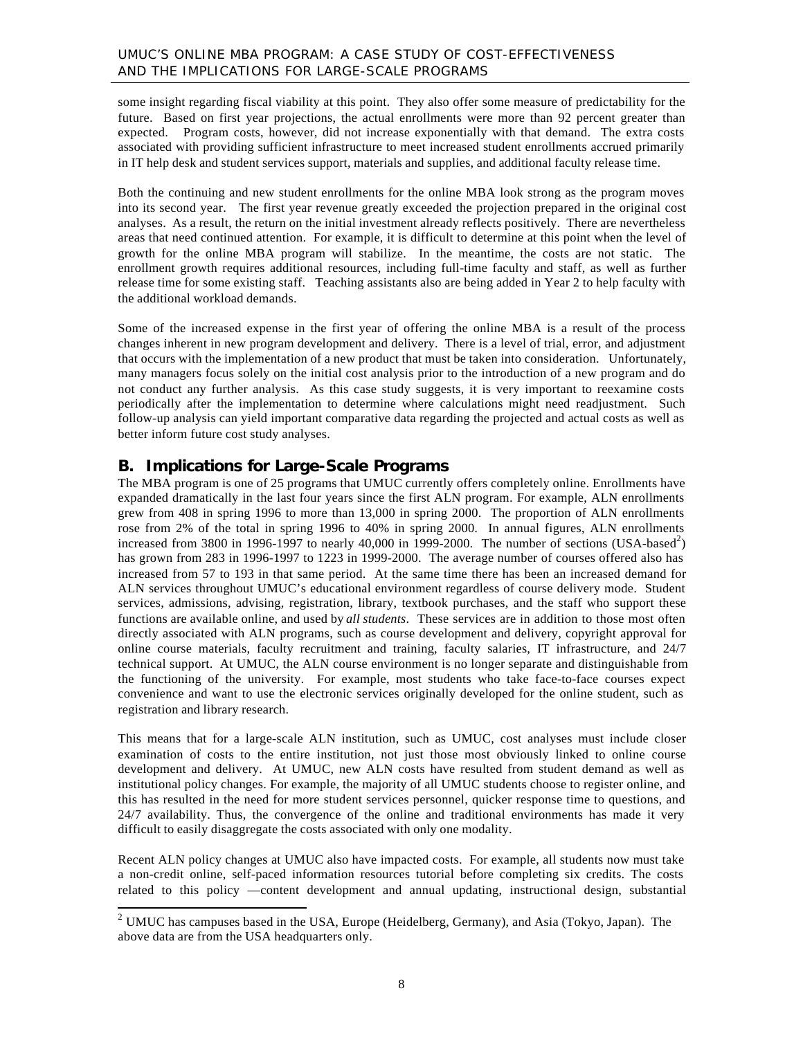some insight regarding fiscal viability at this point. They also offer some measure of predictability for the future. Based on first year projections, the actual enrollments were more than 92 percent greater than expected. Program costs, however, did not increase exponentially with that demand. The extra costs associated with providing sufficient infrastructure to meet increased student enrollments accrued primarily in IT help desk and student services support, materials and supplies, and additional faculty release time.

Both the continuing and new student enrollments for the online MBA look strong as the program moves into its second year. The first year revenue greatly exceeded the projection prepared in the original cost analyses. As a result, the return on the initial investment already reflects positively. There are nevertheless areas that need continued attention. For example, it is difficult to determine at this point when the level of growth for the online MBA program will stabilize. In the meantime, the costs are not static. The enrollment growth requires additional resources, including full-time faculty and staff, as well as further release time for some existing staff. Teaching assistants also are being added in Year 2 to help faculty with the additional workload demands.

Some of the increased expense in the first year of offering the online MBA is a result of the process changes inherent in new program development and delivery. There is a level of trial, error, and adjustment that occurs with the implementation of a new product that must be taken into consideration. Unfortunately, many managers focus solely on the initial cost analysis prior to the introduction of a new program and do not conduct any further analysis. As this case study suggests, it is very important to reexamine costs periodically after the implementation to determine where calculations might need readjustment. Such follow-up analysis can yield important comparative data regarding the projected and actual costs as well as better inform future cost study analyses.

## B. Implications for Large-Scale Programs

The MBA program is one of 25 programs that UMUC currently offers completely online. Enrollments have expanded dramatically in the last four years since the first ALN program. For example, ALN enrollments grew from 408 in spring 1996 to more than 13,000 in spring 2000. The proportion of ALN enrollments rose from 2% of the total in spring 1996 to 40% in spring 2000. In annual figures, ALN enrollments increased from 3800 in 1996-1997 to nearly 40,000 in 1999-2000. The number of sections (USA-based[2]) has grown from 283 in 1996-1997 to 1223 in 1999-2000. The average number of courses offered also has increased from 57 to 193 in that same period. At the same time there has been an increased demand for ALN services throughout UMUC's educational environment regardless of course delivery mode. Student services, admissions, advising, registration, library, textbook purchases, and the staff who support these functions are available online, and used by *all students*. These services are in addition to those most often directly associated with ALN programs, such as course development and delivery, copyright approval for online course materials, faculty recruitment and training, faculty salaries, IT infrastructure, and 24/7 technical support. At UMUC, the ALN course environment is no longer separate and distinguishable from the functioning of the university. For example, most students who take face-to-face courses expect convenience and want to use the electronic services originally developed for the online student, such as registration and library research.

This means that for a large-scale ALN institution, such as UMUC, cost analyses must include closer examination of costs to the entire institution, not just those most obviously linked to online course development and delivery. At UMUC, new ALN costs have resulted from student demand as well as institutional policy changes. For example, the majority of all UMUC students choose to register online, and this has resulted in the need for more student services personnel, quicker response time to questions, and 24/7 availability. Thus, the convergence of the online and traditional environments has made it very difficult to easily disaggregate the costs associated with only one modality.

Recent ALN policy changes at UMUC also have impacted costs. For example, all students now must take a non-credit online, self-paced information resources tutorial before completing six credits. The costs related to this policy —content development and annual updating, instructional design, substantial

[2] UMUC has campuses based in the USA, Europe (Heidelberg, Germany), and Asia (Tokyo, Japan). The above data are from the USA headquarters only.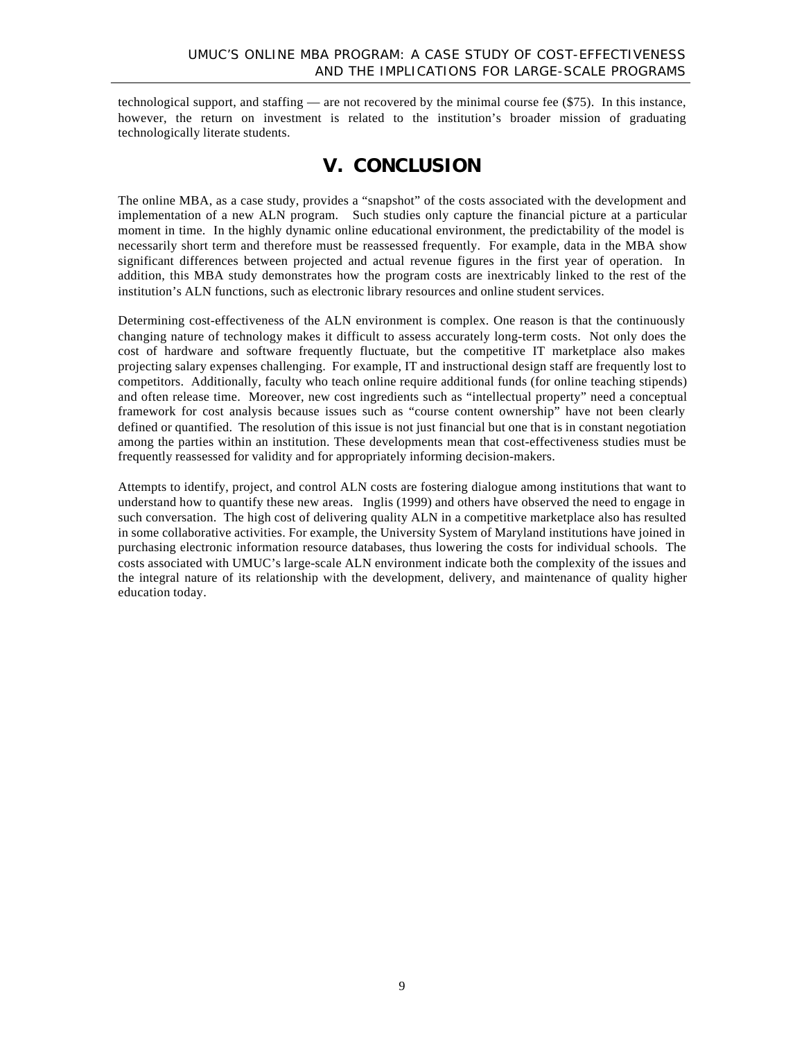technological support, and staffing — are not recovered by the minimal course fee ($75). In this instance, however, the return on investment is related to the institution's broader mission of graduating technologically literate students.

# V. CONCLUSION

The online MBA, as a case study, provides a "snapshot" of the costs associated with the development and implementation of a new ALN program. Such studies only capture the financial picture at a particular moment in time. In the highly dynamic online educational environment, the predictability of the model is necessarily short term and therefore must be reassessed frequently. For example, data in the MBA show significant differences between projected and actual revenue figures in the first year of operation. In addition, this MBA study demonstrates how the program costs are inextricably linked to the rest of the institution's ALN functions, such as electronic library resources and online student services.

Determining cost-effectiveness of the ALN environment is complex. One reason is that the continuously changing nature of technology makes it difficult to assess accurately long-term costs. Not only does the cost of hardware and software frequently fluctuate, but the competitive IT marketplace also makes projecting salary expenses challenging. For example, IT and instructional design staff are frequently lost to competitors. Additionally, faculty who teach online require additional funds (for online teaching stipends) and often release time. Moreover, new cost ingredients such as "intellectual property" need a conceptual framework for cost analysis because issues such as "course content ownership" have not been clearly defined or quantified. The resolution of this issue is not just financial but one that is in constant negotiation among the parties within an institution. These developments mean that cost-effectiveness studies must be frequently reassessed for validity and for appropriately informing decision-makers.

Attempts to identify, project, and control ALN costs are fostering dialogue among institutions that want to understand how to quantify these new areas. Inglis (1999) and others have observed the need to engage in such conversation. The high cost of delivering quality ALN in a competitive marketplace also has resulted in some collaborative activities. For example, the University System of Maryland institutions have joined in purchasing electronic information resource databases, thus lowering the costs for individual schools. The costs associated with UMUC's large-scale ALN environment indicate both the complexity of the issues and the integral nature of its relationship with the development, delivery, and maintenance of quality higher education today.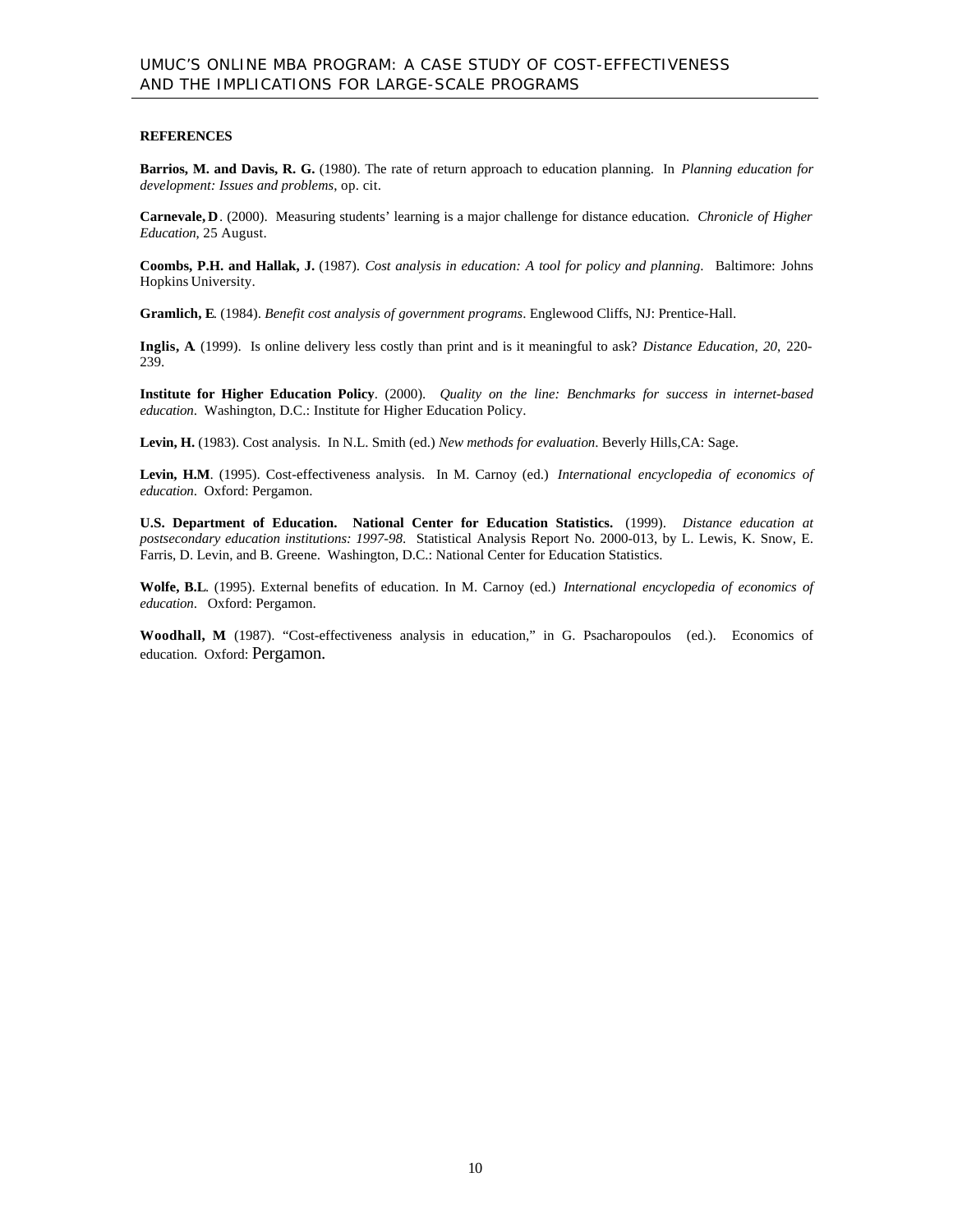**REFERENCES**

**Barrios, M. and Davis, R. G.** (1980). The rate of return approach to education planning. In *Planning education for development: Issues and problems*, op. cit.

**Carnevale, D**. (2000). Measuring students' learning is a major challenge for distance education. *Chronicle of Higher Education*, 25 August.

**Coombs, P.H. and Hallak, J.** (1987). *Cost analysis in education: A tool for policy and planning*. Baltimore: Johns Hopkins University.

**Gramlich, E**. (1984). *Benefit cost analysis of government programs*. Englewood Cliffs, NJ: Prentice-Hall.

**Inglis, A**. (1999). Is online delivery less costly than print and is it meaningful to ask? *Distance Education, 20*, 220-239.

**Institute for Higher Education Policy**. (2000). *Quality on the line: Benchmarks for success in internet-based education*. Washington, D.C.: Institute for Higher Education Policy.

**Levin, H.** (1983). Cost analysis. In N.L. Smith (ed.) *New methods for evaluation*. Beverly Hills,CA: Sage.

**Levin, H.M**. (1995). Cost-effectiveness analysis. In M. Carnoy (ed.) *International encyclopedia of economics of education*. Oxford: Pergamon.

**U.S. Department of Education. National Center for Education Statistics.** (1999). *Distance education at postsecondary education institutions: 1997-98*. Statistical Analysis Report No. 2000-013, by L. Lewis, K. Snow, E. Farris, D. Levin, and B. Greene. Washington, D.C.: National Center for Education Statistics.

**Wolfe, B.L**. (1995). External benefits of education. In M. Carnoy (ed.) *International encyclopedia of economics of education*. Oxford: Pergamon.

**Woodhall, M** (1987). "Cost-effectiveness analysis in education," in G. Psacharopoulos (ed.). Economics of education. Oxford: Pergamon.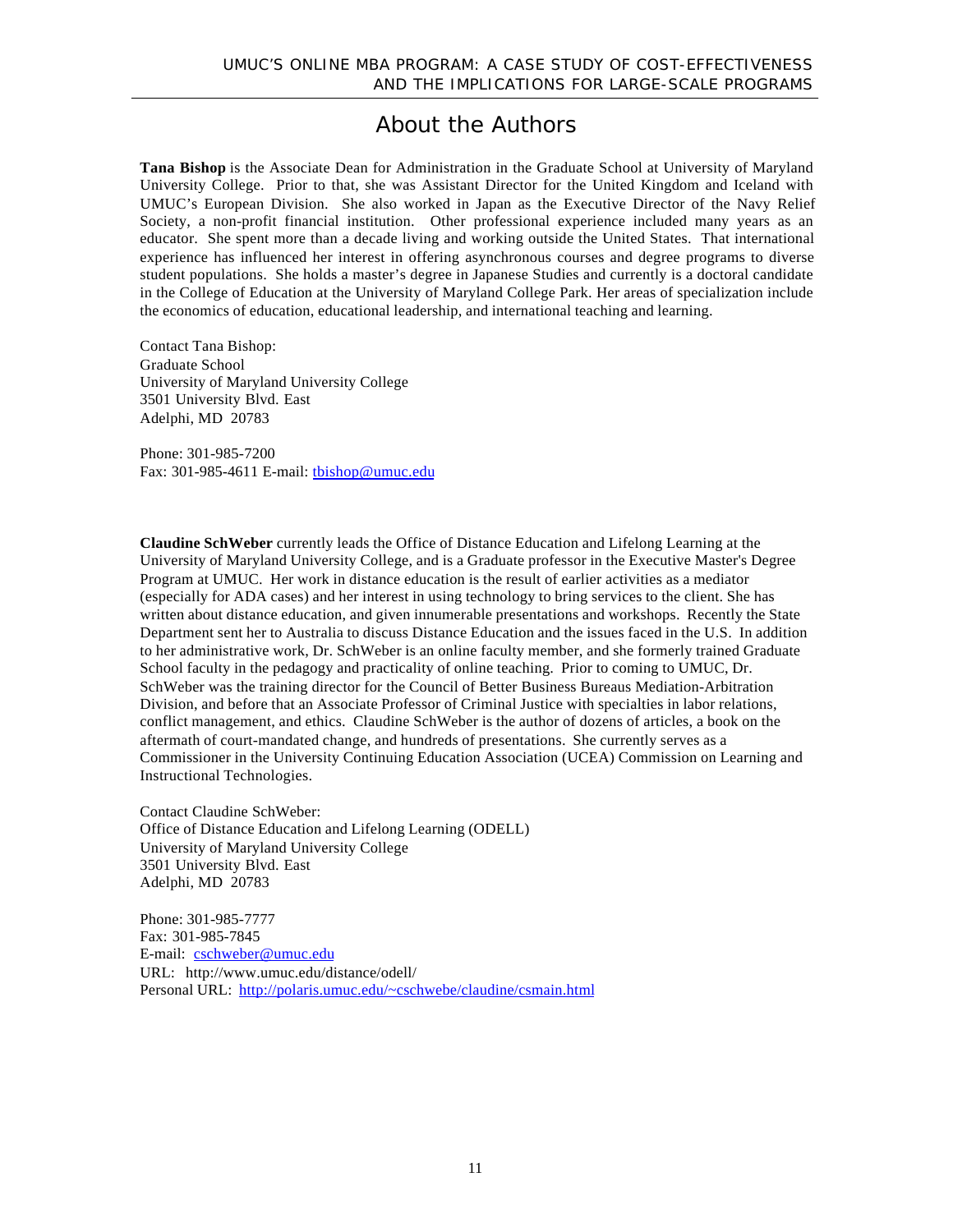# About the Authors

**Tana Bishop** is the Associate Dean for Administration in the Graduate School at University of Maryland University College. Prior to that, she was Assistant Director for the United Kingdom and Iceland with UMUC's European Division. She also worked in Japan as the Executive Director of the Navy Relief Society, a non-profit financial institution. Other professional experience included many years as an educator. She spent more than a decade living and working outside the United States. That international experience has influenced her interest in offering asynchronous courses and degree programs to diverse student populations. She holds a master's degree in Japanese Studies and currently is a doctoral candidate in the College of Education at the University of Maryland College Park. Her areas of specialization include the economics of education, educational leadership, and international teaching and learning.

Contact Tana Bishop:
Graduate School
University of Maryland University College
3501 University Blvd. East
Adelphi, MD 20783

Phone: 301-985-7200
Fax: 301-985-4611 E-mail: tbishop@umuc.edu

**Claudine SchWeber** currently leads the Office of Distance Education and Lifelong Learning at the University of Maryland University College, and is a Graduate professor in the Executive Master's Degree Program at UMUC. Her work in distance education is the result of earlier activities as a mediator (especially for ADA cases) and her interest in using technology to bring services to the client. She has written about distance education, and given innumerable presentations and workshops. Recently the State Department sent her to Australia to discuss Distance Education and the issues faced in the U.S. In addition to her administrative work, Dr. SchWeber is an online faculty member, and she formerly trained Graduate School faculty in the pedagogy and practicality of online teaching. Prior to coming to UMUC, Dr. SchWeber was the training director for the Council of Better Business Bureaus Mediation-Arbitration Division, and before that an Associate Professor of Criminal Justice with specialties in labor relations, conflict management, and ethics. Claudine SchWeber is the author of dozens of articles, a book on the aftermath of court-mandated change, and hundreds of presentations. She currently serves as a Commissioner in the University Continuing Education Association (UCEA) Commission on Learning and Instructional Technologies.

Contact Claudine SchWeber:
Office of Distance Education and Lifelong Learning (ODELL)
University of Maryland University College
3501 University Blvd. East
Adelphi, MD 20783

Phone: 301-985-7777
Fax: 301-985-7845
E-mail: cschweber@umuc.edu
URL: http://www.umuc.edu/distance/odell/
Personal URL: http://polaris.umuc.edu/~cschwebe/claudine/csmain.html